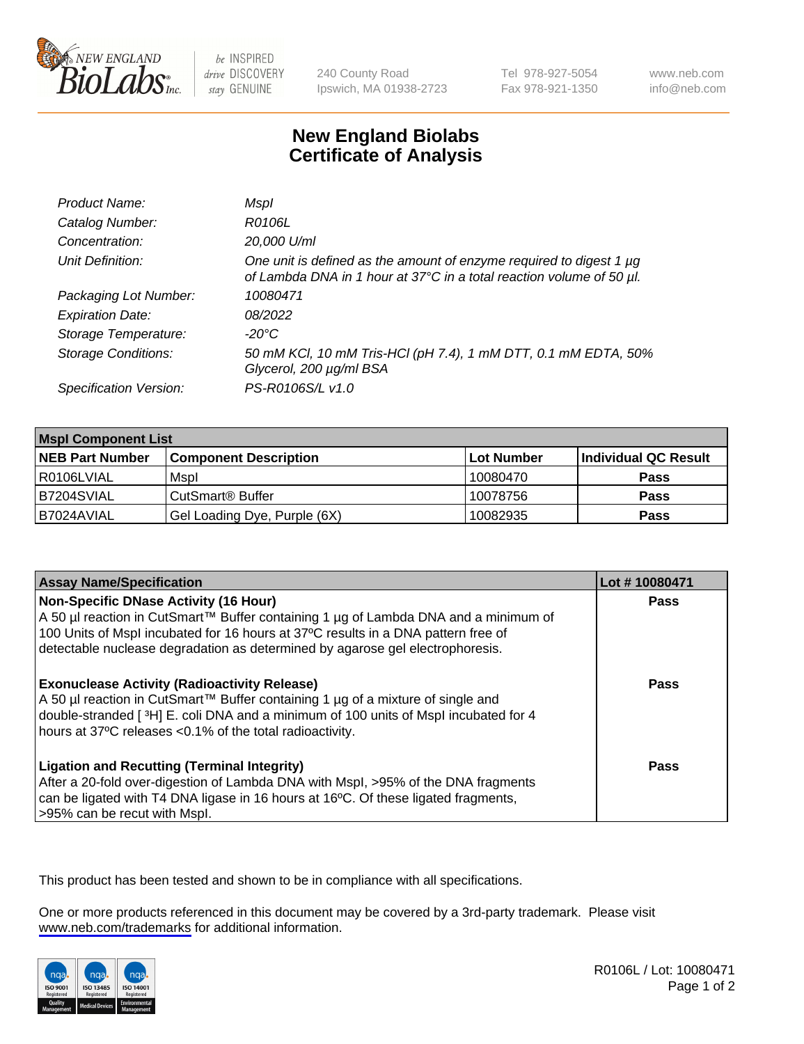# New England Biolabs
## Certificate of Analysis

| | |
|---|---|
| *Product Name:* | *MspI* |
| *Catalog Number:* | *R0106L* |
| *Concentration:* | *20,000 U/ml* |
| *Unit Definition:* | *One unit is defined as the amount of enzyme required to digest 1 µg of Lambda DNA in 1 hour at 37°C in a total reaction volume of 50 µl.* |
| *Packaging Lot Number:* | *10080471* |
| *Expiration Date:* | *08/2022* |
| *Storage Temperature:* | *-20°C* |
| *Storage Conditions:* | *50 mM KCl, 10 mM Tris-HCl (pH 7.4), 1 mM DTT, 0.1 mM EDTA, 50% Glycerol, 200 µg/ml BSA* |
| *Specification Version:* | *PS-R0106S/L v1.0* |

| **MspI Component List** | | | |
|---|---|---|---|
| **NEB Part Number** | **Component Description** | **Lot Number** | **Individual QC Result** |
| R0106LVIAL | MspI | 10080470 | **Pass** |
| B7204SVIAL | CutSmart® Buffer | 10078756 | **Pass** |
| B7024AVIAL | Gel Loading Dye, Purple (6X) | 10082935 | **Pass** |

| **Assay Name/Specification** | **Lot # 10080471** |
|---|---|
| **Non-Specific DNase Activity (16 Hour)** A 50 µl reaction in CutSmart™ Buffer containing 1 µg of Lambda DNA and a minimum of 100 Units of MspI incubated for 16 hours at 37ºC results in a DNA pattern free of detectable nuclease degradation as determined by agarose gel electrophoresis. | **Pass** |
| **Exonuclease Activity (Radioactivity Release)** A 50 µl reaction in CutSmart™ Buffer containing 1 µg of a mixture of single and double-stranded [ $^3$H] E. coli DNA and a minimum of 100 units of MspI incubated for 4 hours at 37ºC releases <0.1% of the total radioactivity. | **Pass** |
| **Ligation and Recutting (Terminal Integrity)** After a 20-fold over-digestion of Lambda DNA with MspI, >95% of the DNA fragments can be ligated with T4 DNA ligase in 16 hours at 16ºC. Of these ligated fragments, >95% can be recut with MspI. | **Pass** |

This product has been tested and shown to be in compliance with all specifications.

One or more products referenced in this document may be covered by a 3rd-party trademark. Please visit www.neb.com/trademarks for additional information.

R0106L / Lot: 10080471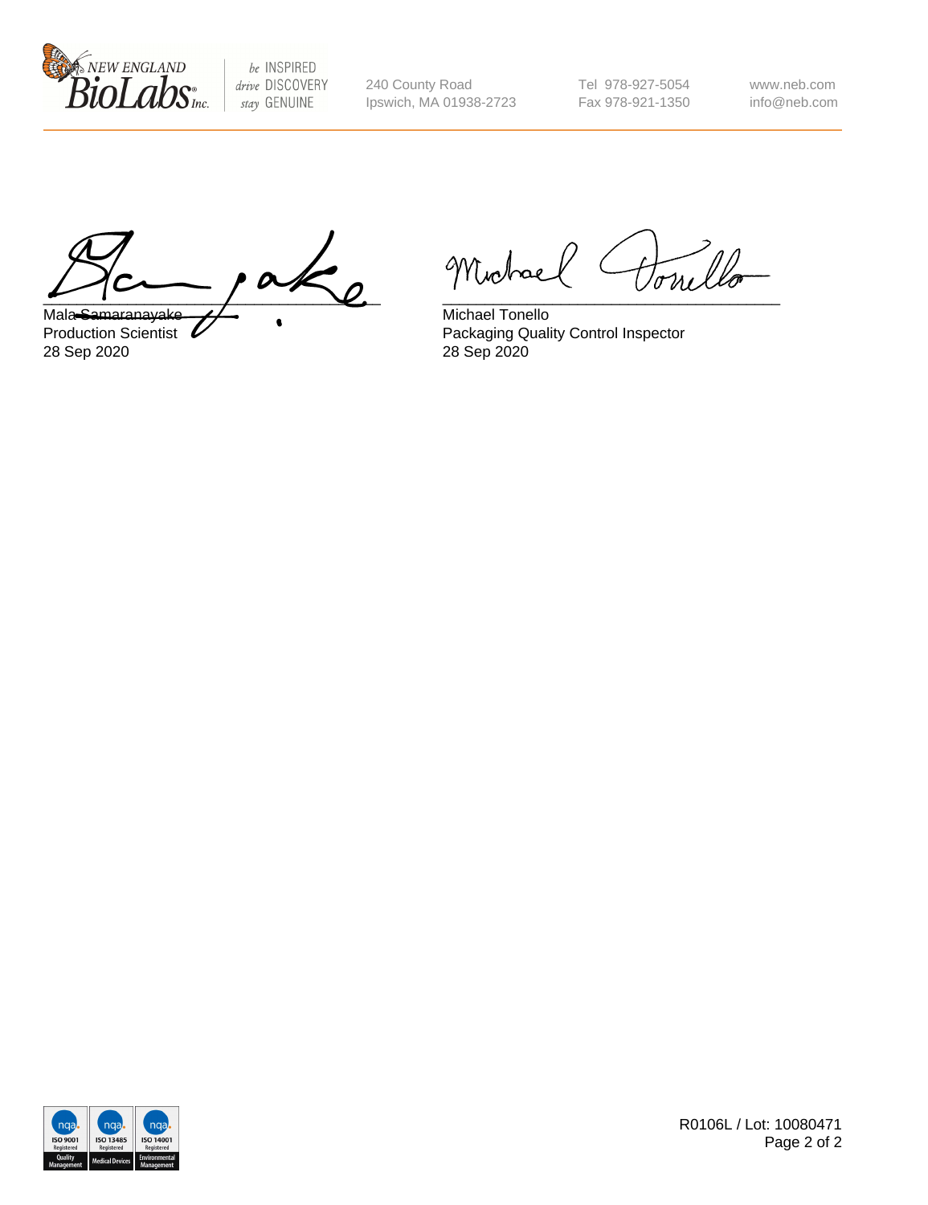Mala Samaranayake
Production Scientist
28 Sep 2020

Michael Tonello
Packaging Quality Control Inspector
28 Sep 2020

R0106L / Lot: 10080471